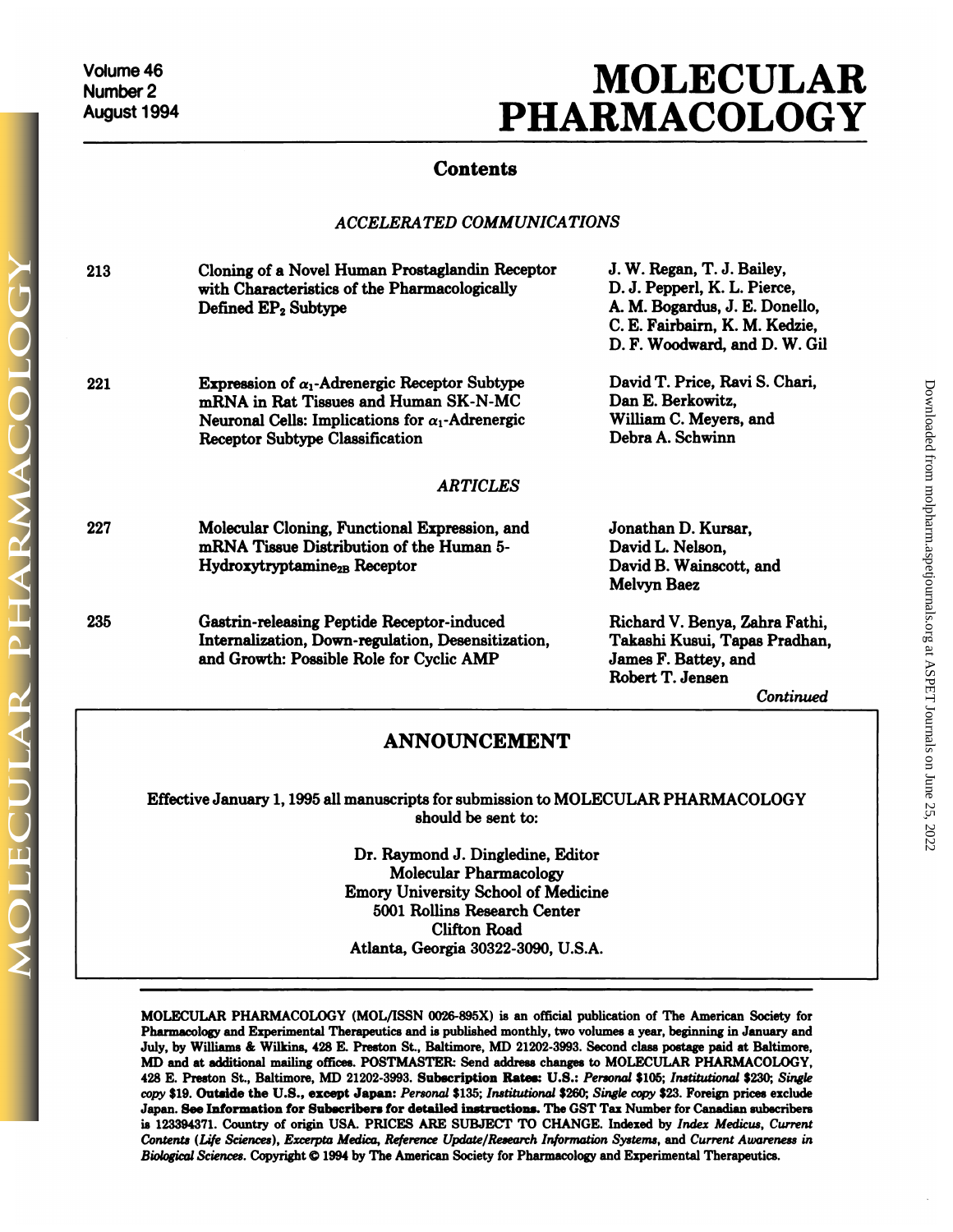Volume 46
Number 2
August 1994

# MOLECULAR PHARMACOLOGY

## Contents

### *ACCELERATED COMMUNICATIONS*

| | | |
|---|---|---|
| 213 | Cloning of a Novel Human Prostaglandin Receptor with Characteristics of the Pharmacologically Defined $EP_2$ Subtype | J. W. Regan, T. J. Bailey, D. J. Pepperl, K. L. Pierce, A. M. Bogardus, J. E. Donello, C. E. Fairbairn, K. M. Kedzie, D. F. Woodward, and D. W. Gil |
| 221 | Expression of $\alpha_1$-Adrenergic Receptor Subtype mRNA in Rat Tissues and Human SK-N-MC Neuronal Cells: Implications for $\alpha_1$-Adrenergic Receptor Subtype Classification | David T. Price, Ravi S. Chari, Dan E. Berkowitz, William C. Meyers, and Debra A. Schwinn |

### *ARTICLES*

| | | |
|---|---|---|
| 227 | Molecular Cloning, Functional Expression, and mRNA Tissue Distribution of the Human 5-Hydroxytryptamine$_{2B}$ Receptor | Jonathan D. Kursar, David L. Nelson, David B. Wainscott, and Melvyn Baez |
| 235 | Gastrin-releasing Peptide Receptor-induced Internalization, Down-regulation, Desensitization, and Growth: Possible Role for Cyclic AMP | Richard V. Benya, Zahra Fathi, Takashi Kusui, Tapas Pradhan, James F. Battey, and Robert T. Jensen |

*Continued*

## ANNOUNCEMENT

Effective January 1, 1995 all manuscripts for submission to MOLECULAR PHARMACOLOGY should be sent to:

Dr. Raymond J. Dingledine, Editor
Molecular Pharmacology
Emory University School of Medicine
5001 Rollins Research Center
Clifton Road
Atlanta, Georgia 30322-3090, U.S.A.

---

MOLECULAR PHARMACOLOGY (MOL/ISSN 0026-895X) is an official publication of The American Society for Pharmacology and Experimental Therapeutics and is published monthly, two volumes a year, beginning in January and July, by Williams & Wilkins, 428 E. Preston St., Baltimore, MD 21202-3993. Second class postage paid at Baltimore, MD and at additional mailing offices. POSTMASTER: Send address changes to MOLECULAR PHARMACOLOGY, 428 E. Preston St., Baltimore, MD 21202-3993. **Subscription Rates: U.S.:** *Personal* $105; *Institutional* $230; *Single copy* $19. **Outside the U.S., except Japan:** *Personal* $135; *Institutional* $260; *Single copy* $23. Foreign prices exclude Japan. **See Information for Subscribers for detailed instructions.** The GST Tax Number for Canadian subscribers is 123394371. Country of origin USA. PRICES ARE SUBJECT TO CHANGE. Indexed by *Index Medicus*, *Current Contents (Life Sciences)*, *Excerpta Medica*, *Reference Update/Research Information Systems*, and *Current Awareness in Biological Sciences*. Copyright © 1994 by The American Society for Pharmacology and Experimental Therapeutics.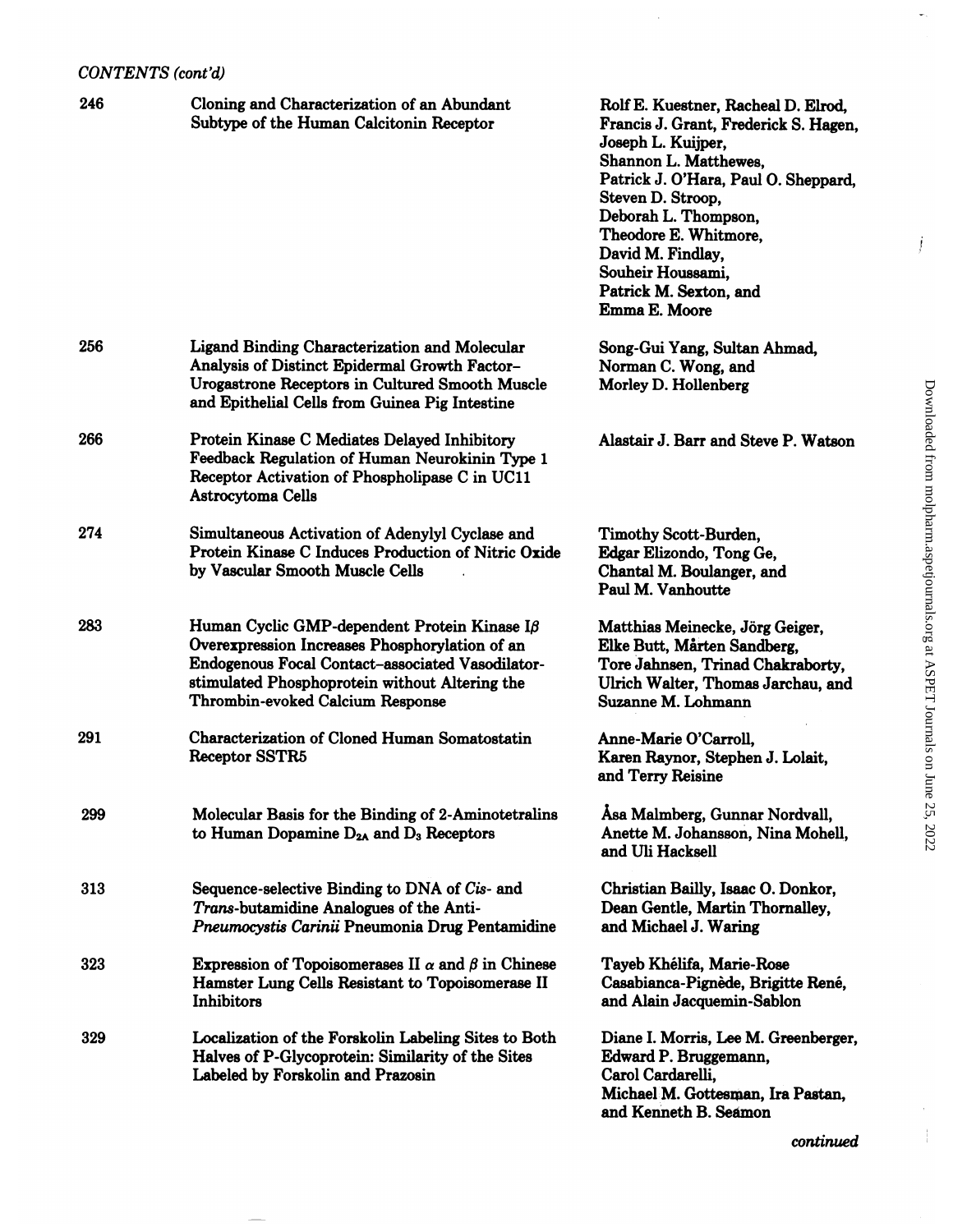*CONTENTS (cont'd)*

| | | |
|---|---|---|
| 246 | Cloning and Characterization of an Abundant Subtype of the Human Calcitonin Receptor | Rolf E. Kuestner, Racheal D. Elrod, Francis J. Grant, Frederick S. Hagen, Joseph L. Kuijper, Shannon L. Matthewes, Patrick J. O'Hara, Paul O. Sheppard, Steven D. Stroop, Deborah L. Thompson, Theodore E. Whitmore, David M. Findlay, Souheir Houssami, Patrick M. Sexton, and Emma E. Moore |
| 256 | Ligand Binding Characterization and Molecular Analysis of Distinct Epidermal Growth Factor–Urogastrone Receptors in Cultured Smooth Muscle and Epithelial Cells from Guinea Pig Intestine | Song-Gui Yang, Sultan Ahmad, Norman C. Wong, and Morley D. Hollenberg |
| 266 | Protein Kinase C Mediates Delayed Inhibitory Feedback Regulation of Human Neurokinin Type 1 Receptor Activation of Phospholipase C in UC11 Astrocytoma Cells | Alastair J. Barr and Steve P. Watson |
| 274 | Simultaneous Activation of Adenylyl Cyclase and Protein Kinase C Induces Production of Nitric Oxide by Vascular Smooth Muscle Cells | Timothy Scott-Burden, Edgar Elizondo, Tong Ge, Chantal M. Boulanger, and Paul M. Vanhoutte |
| 283 | Human Cyclic GMP-dependent Protein Kinase I$\beta$ Overexpression Increases Phosphorylation of an Endogenous Focal Contact–associated Vasodilator-stimulated Phosphoprotein without Altering the Thrombin-evoked Calcium Response | Matthias Meinecke, Jörg Geiger, Elke Butt, Mårten Sandberg, Tore Jahnsen, Trinad Chakraborty, Ulrich Walter, Thomas Jarchau, and Suzanne M. Lohmann |
| 291 | Characterization of Cloned Human Somatostatin Receptor SSTR5 | Anne-Marie O'Carroll, Karen Raynor, Stephen J. Lolait, and Terry Reisine |
| 299 | Molecular Basis for the Binding of 2-Aminotetralins to Human Dopamine $D_{2A}$ and $D_3$ Receptors | Åsa Malmberg, Gunnar Nordvall, Anette M. Johansson, Nina Mohell, and Uli Hacksell |
| 313 | Sequence-selective Binding to DNA of *Cis*- and *Trans*-butamidine Analogues of the Anti-*Pneumocystis Carinii* Pneumonia Drug Pentamidine | Christian Bailly, Isaac O. Donkor, Dean Gentle, Martin Thornalley, and Michael J. Waring |
| 323 | Expression of Topoisomerases II $\alpha$ and $\beta$ in Chinese Hamster Lung Cells Resistant to Topoisomerase II Inhibitors | Tayeb Khélifa, Marie-Rose Casabianca-Pignède, Brigitte René, and Alain Jacquemin-Sablon |
| 329 | Localization of the Forskolin Labeling Sites to Both Halves of P-Glycoprotein: Similarity of the Sites Labeled by Forskolin and Prazosin | Diane I. Morris, Lee M. Greenberger, Edward P. Bruggemann, Carol Cardarelli, Michael M. Gottesman, Ira Pastan, and Kenneth B. Seamon |

*continued*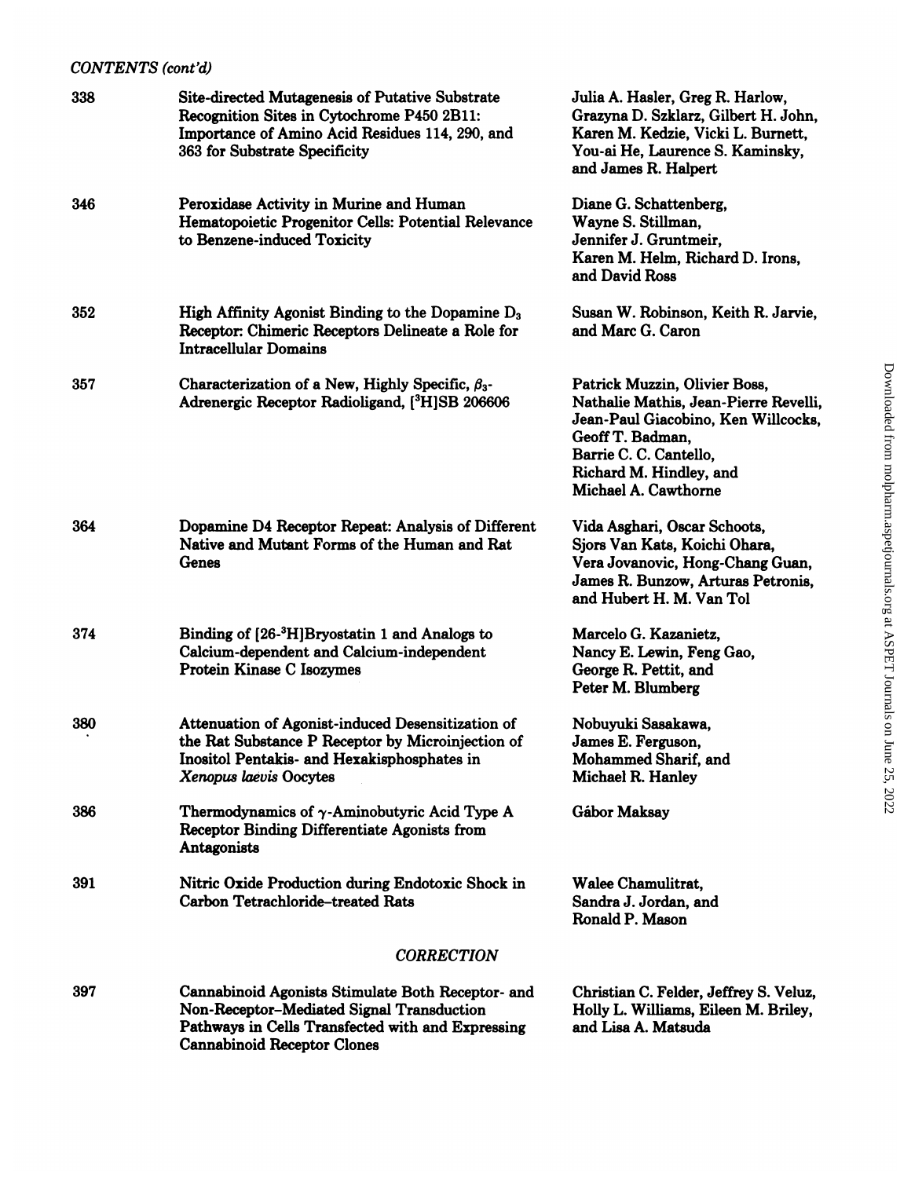*CONTENTS (cont'd)*

| | | |
|---|---|---|
| 338 | Site-directed Mutagenesis of Putative Substrate Recognition Sites in Cytochrome P450 2B11: Importance of Amino Acid Residues 114, 290, and 363 for Substrate Specificity | Julia A. Hasler, Greg R. Harlow, Grazyna D. Szklarz, Gilbert H. John, Karen M. Kedzie, Vicki L. Burnett, You-ai He, Laurence S. Kaminsky, and James R. Halpert |
| 346 | Peroxidase Activity in Murine and Human Hematopoietic Progenitor Cells: Potential Relevance to Benzene-induced Toxicity | Diane G. Schattenberg, Wayne S. Stillman, Jennifer J. Gruntmeir, Karen M. Helm, Richard D. Irons, and David Ross |
| 352 | High Affinity Agonist Binding to the Dopamine $D_3$ Receptor: Chimeric Receptors Delineate a Role for Intracellular Domains | Susan W. Robinson, Keith R. Jarvie, and Marc G. Caron |
| 357 | Characterization of a New, Highly Specific, $\beta_3$-Adrenergic Receptor Radioligand, [$^3$H]SB 206606 | Patrick Muzzin, Olivier Boss, Nathalie Mathis, Jean-Pierre Revelli, Jean-Paul Giacobino, Ken Willcocks, Geoff T. Badman, Barrie C. C. Cantello, Richard M. Hindley, and Michael A. Cawthorne |
| 364 | Dopamine D4 Receptor Repeat: Analysis of Different Native and Mutant Forms of the Human and Rat Genes | Vida Asghari, Oscar Schoots, Sjors Van Kats, Koichi Ohara, Vera Jovanovic, Hong-Chang Guan, James R. Bunzow, Arturas Petronis, and Hubert H. M. Van Tol |
| 374 | Binding of [26-$^3$H]Bryostatin 1 and Analogs to Calcium-dependent and Calcium-independent Protein Kinase C Isozymes | Marcelo G. Kazanietz, Nancy E. Lewin, Feng Gao, George R. Pettit, and Peter M. Blumberg |
| 380 | Attenuation of Agonist-induced Desensitization of the Rat Substance P Receptor by Microinjection of Inositol Pentakis- and Hexakisphosphates in *Xenopus laevis* Oocytes | Nobuyuki Sasakawa, James E. Ferguson, Mohammed Sharif, and Michael R. Hanley |
| 386 | Thermodynamics of $\gamma$-Aminobutyric Acid Type A Receptor Binding Differentiate Agonists from Antagonists | Gábor Maksay |
| 391 | Nitric Oxide Production during Endotoxic Shock in Carbon Tetrachloride–treated Rats | Walee Chamulitrat, Sandra J. Jordan, and Ronald P. Mason |

*CORRECTION*

| | | |
|---|---|---|
| 397 | Cannabinoid Agonists Stimulate Both Receptor- and Non-Receptor–Mediated Signal Transduction Pathways in Cells Transfected with and Expressing Cannabinoid Receptor Clones | Christian C. Felder, Jeffrey S. Veluz, Holly L. Williams, Eileen M. Briley, and Lisa A. Matsuda |